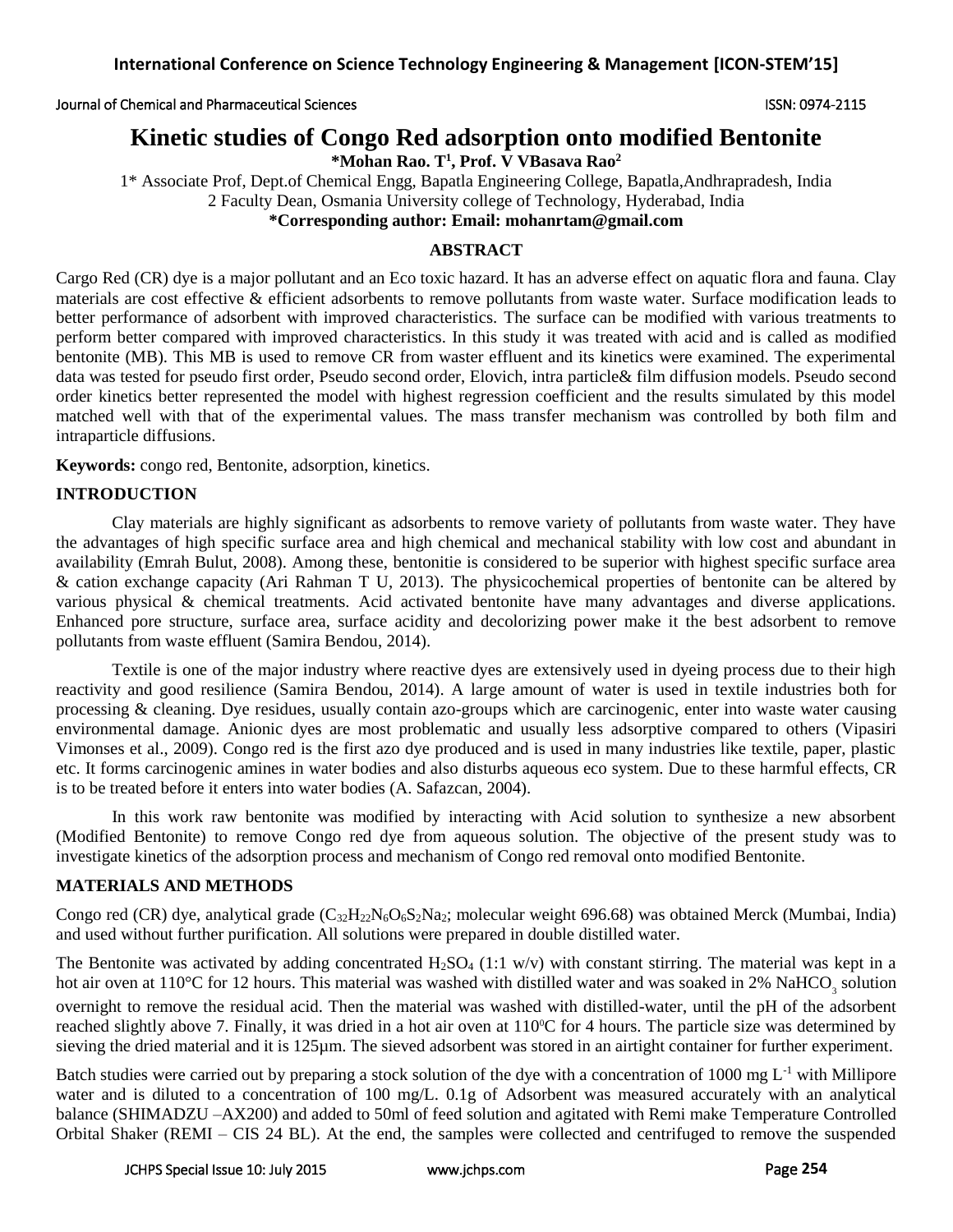# Kinetic studies of Congo Red adsorption onto modified Bentonite

**\*Mohan Rao. T[1], Prof. V VBasava Rao[2]**

1\* Associate Prof, Dept.of Chemical Engg, Bapatla Engineering College, Bapatla,Andhrapradesh, India
2 Faculty Dean, Osmania University college of Technology, Hyderabad, India
**\*Corresponding author: Email: mohanrtam@gmail.com**

## ABSTRACT

Cargo Red (CR) dye is a major pollutant and an Eco toxic hazard. It has an adverse effect on aquatic flora and fauna. Clay materials are cost effective & efficient adsorbents to remove pollutants from waste water. Surface modification leads to better performance of adsorbent with improved characteristics. The surface can be modified with various treatments to perform better compared with improved characteristics. In this study it was treated with acid and is called as modified bentonite (MB). This MB is used to remove CR from waster effluent and its kinetics were examined. The experimental data was tested for pseudo first order, Pseudo second order, Elovich, intra particle& film diffusion models. Pseudo second order kinetics better represented the model with highest regression coefficient and the results simulated by this model matched well with that of the experimental values. The mass transfer mechanism was controlled by both film and intraparticle diffusions.

**Keywords:** congo red, Bentonite, adsorption, kinetics.

## INTRODUCTION

Clay materials are highly significant as adsorbents to remove variety of pollutants from waste water. They have the advantages of high specific surface area and high chemical and mechanical stability with low cost and abundant in availability (Emrah Bulut, 2008). Among these, bentonitie is considered to be superior with highest specific surface area & cation exchange capacity (Ari Rahman T U, 2013). The physicochemical properties of bentonite can be altered by various physical & chemical treatments. Acid activated bentonite have many advantages and diverse applications. Enhanced pore structure, surface area, surface acidity and decolorizing power make it the best adsorbent to remove pollutants from waste effluent (Samira Bendou, 2014).

Textile is one of the major industry where reactive dyes are extensively used in dyeing process due to their high reactivity and good resilience (Samira Bendou, 2014). A large amount of water is used in textile industries both for processing & cleaning. Dye residues, usually contain azo-groups which are carcinogenic, enter into waste water causing environmental damage. Anionic dyes are most problematic and usually less adsorptive compared to others (Vipasiri Vimonses et al., 2009). Congo red is the first azo dye produced and is used in many industries like textile, paper, plastic etc. It forms carcinogenic amines in water bodies and also disturbs aqueous eco system. Due to these harmful effects, CR is to be treated before it enters into water bodies (A. Safazcan, 2004).

In this work raw bentonite was modified by interacting with Acid solution to synthesize a new absorbent (Modified Bentonite) to remove Congo red dye from aqueous solution. The objective of the present study was to investigate kinetics of the adsorption process and mechanism of Congo red removal onto modified Bentonite.

## MATERIALS AND METHODS

Congo red (CR) dye, analytical grade ($C_{32}H_{22}N_6O_6S_2Na_2$; molecular weight 696.68) was obtained Merck (Mumbai, India) and used without further purification. All solutions were prepared in double distilled water.

The Bentonite was activated by adding concentrated $H_2SO_4$ (1:1 w/v) with constant stirring. The material was kept in a hot air oven at 110°C for 12 hours. This material was washed with distilled water and was soaked in 2% $NaHCO_3$ solution overnight to remove the residual acid. Then the material was washed with distilled-water, until the pH of the adsorbent reached slightly above 7. Finally, it was dried in a hot air oven at 110$^0$C for 4 hours. The particle size was determined by sieving the dried material and it is 125µm. The sieved adsorbent was stored in an airtight container for further experiment.

Batch studies were carried out by preparing a stock solution of the dye with a concentration of 1000 mg $L^{-1}$ with Millipore water and is diluted to a concentration of 100 mg/L. 0.1g of Adsorbent was measured accurately with an analytical balance (SHIMADZU –AX200) and added to 50ml of feed solution and agitated with Remi make Temperature Controlled Orbital Shaker (REMI – CIS 24 BL). At the end, the samples were collected and centrifuged to remove the suspended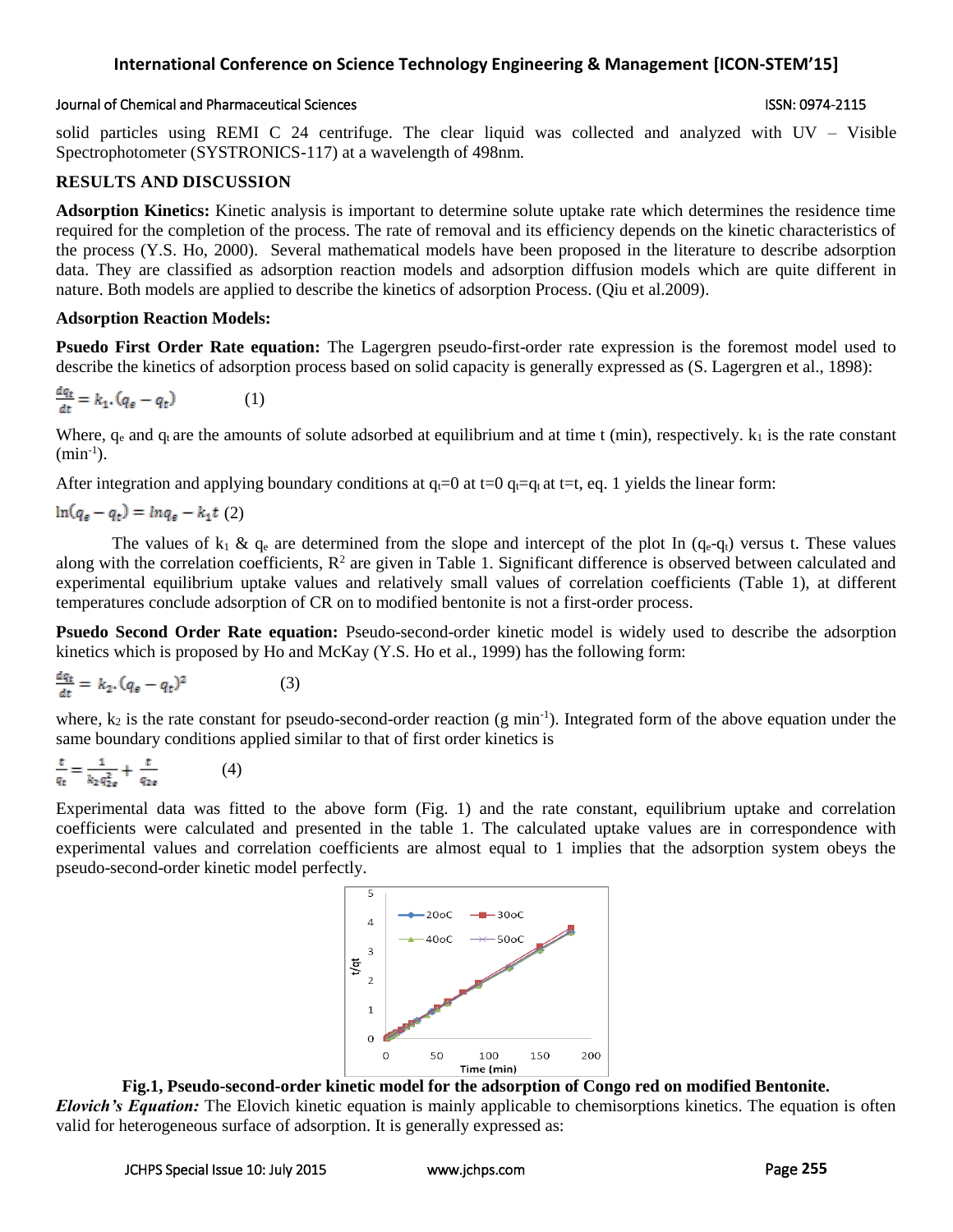solid particles using REMI C 24 centrifuge. The clear liquid was collected and analyzed with UV – Visible Spectrophotometer (SYSTRONICS-117) at a wavelength of 498nm.

## RESULTS AND DISCUSSION

**Adsorption Kinetics:** Kinetic analysis is important to determine solute uptake rate which determines the residence time required for the completion of the process. The rate of removal and its efficiency depends on the kinetic characteristics of the process (Y.S. Ho, 2000). Several mathematical models have been proposed in the literature to describe adsorption data. They are classified as adsorption reaction models and adsorption diffusion models which are quite different in nature. Both models are applied to describe the kinetics of adsorption Process. (Qiu et al.2009).

**Adsorption Reaction Models:**

**Psuedo First Order Rate equation:** The Lagergren pseudo-first-order rate expression is the foremost model used to describe the kinetics of adsorption process based on solid capacity is generally expressed as (S. Lagergren et al., 1898):

$$\frac{dq_t}{dt} = k_1.(q_e - q_t) \qquad (1)$$

Where, $q_e$ and $q_t$ are the amounts of solute adsorbed at equilibrium and at time t (min), respectively. $k_1$ is the rate constant ($min^{-1}$).

After integration and applying boundary conditions at $q_t$=0 at t=0 $q_t$=$q_t$ at t=t, eq. 1 yields the linear form:

$$\ln(q_e - q_t) = \ln q_e - k_1 t \quad (2)$$

The values of $k_1$ & $q_e$ are determined from the slope and intercept of the plot In ($q_e$-$q_t$) versus t. These values along with the correlation coefficients, $R^2$ are given in Table 1. Significant difference is observed between calculated and experimental equilibrium uptake values and relatively small values of correlation coefficients (Table 1), at different temperatures conclude adsorption of CR on to modified bentonite is not a first-order process.

**Psuedo Second Order Rate equation:** Pseudo-second-order kinetic model is widely used to describe the adsorption kinetics which is proposed by Ho and McKay (Y.S. Ho et al., 1999) has the following form:

$$\frac{dq_t}{dt} = k_2.(q_e - q_t)^2 \qquad (3)$$

where, $k_2$ is the rate constant for pseudo-second-order reaction (g $min^{-1}$). Integrated form of the above equation under the same boundary conditions applied similar to that of first order kinetics is

$$\frac{t}{q_t} = \frac{1}{k_2 q_{2e}^2} + \frac{t}{q_{2e}} \qquad (4)$$

Experimental data was fitted to the above form (Fig. 1) and the rate constant, equilibrium uptake and correlation coefficients were calculated and presented in the table 1. The calculated uptake values are in correspondence with experimental values and correlation coefficients are almost equal to 1 implies that the adsorption system obeys the pseudo-second-order kinetic model perfectly.

**Fig.1, Pseudo-second-order kinetic model for the adsorption of Congo red on modified Bentonite.**

***Elovich's Equation:*** The Elovich kinetic equation is mainly applicable to chemisorptions kinetics. The equation is often valid for heterogeneous surface of adsorption. It is generally expressed as: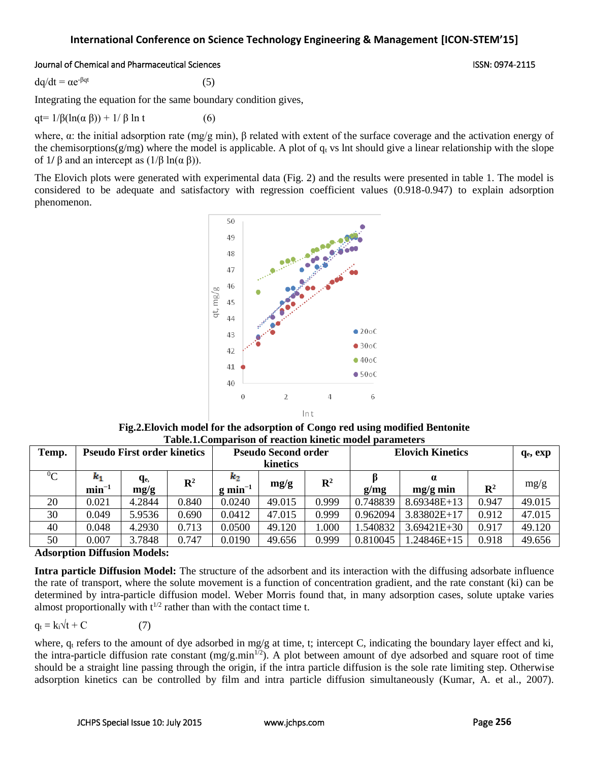$$dq/dt = \alpha e^{-\beta qt} \quad (5)$$

Integrating the equation for the same boundary condition gives,

$$qt = 1/\beta(\ln(\alpha\,\beta)) + 1/\,\beta \ln t \quad (6)$$

where, α: the initial adsorption rate (mg/g min), β related with extent of the surface coverage and the activation energy of the chemisorptions(g/mg) where the model is applicable. A plot of $q_t$ vs lnt should give a linear relationship with the slope of $1/\beta$ and an intercept as $(1/\beta \ln(\alpha\,\beta))$.

The Elovich plots were generated with experimental data (Fig. 2) and the results were presented in table 1. The model is considered to be adequate and satisfactory with regression coefficient values (0.918-0.947) to explain adsorption phenomenon.

**Fig.2.Elovich model for the adsorption of Congo red using modified Bentonite**

**Table.1.Comparison of reaction kinetic model parameters**

| Temp. | Pseudo First order kinetics | | | Pseudo Second order kinetics | | | Elovich Kinetics | | | $q_e$, exp |
|---|---|---|---|---|---|---|---|---|---|---|
| $^0$C | $k_1$ $min^{-1}$ | $q_e$, mg/g | $R^2$ | $k_2$ g $min^{-1}$ | mg/g | $R^2$ | β g/mg | α mg/g min | $R^2$ | mg/g |
| 20 | 0.021 | 4.2844 | 0.840 | 0.0240 | 49.015 | 0.999 | 0.748839 | 8.69348E+13 | 0.947 | 49.015 |
| 30 | 0.049 | 5.9536 | 0.690 | 0.0412 | 47.015 | 0.999 | 0.962094 | 3.83802E+17 | 0.912 | 47.015 |
| 40 | 0.048 | 4.2930 | 0.713 | 0.0500 | 49.120 | 1.000 | 1.540832 | 3.69421E+30 | 0.917 | 49.120 |
| 50 | 0.007 | 3.7848 | 0.747 | 0.0190 | 49.656 | 0.999 | 0.810045 | 1.24846E+15 | 0.918 | 49.656 |

**Adsorption Diffusion Models:**

**Intra particle Diffusion Model:** The structure of the adsorbent and its interaction with the diffusing adsorbate influence the rate of transport, where the solute movement is a function of concentration gradient, and the rate constant (ki) can be determined by intra-particle diffusion model. Weber Morris found that, in many adsorption cases, solute uptake varies almost proportionally with $t^{1/2}$ rather than with the contact time t.

$$q_t = k_i\sqrt{t} + C \quad (7)$$

where, $q_t$ refers to the amount of dye adsorbed in mg/g at time, t; intercept C, indicating the boundary layer effect and ki, the intra-particle diffusion rate constant ($mg/g.min^{1/2}$). A plot between amount of dye adsorbed and square root of time should be a straight line passing through the origin, if the intra particle diffusion is the sole rate limiting step. Otherwise adsorption kinetics can be controlled by film and intra particle diffusion simultaneously (Kumar, A. et al., 2007).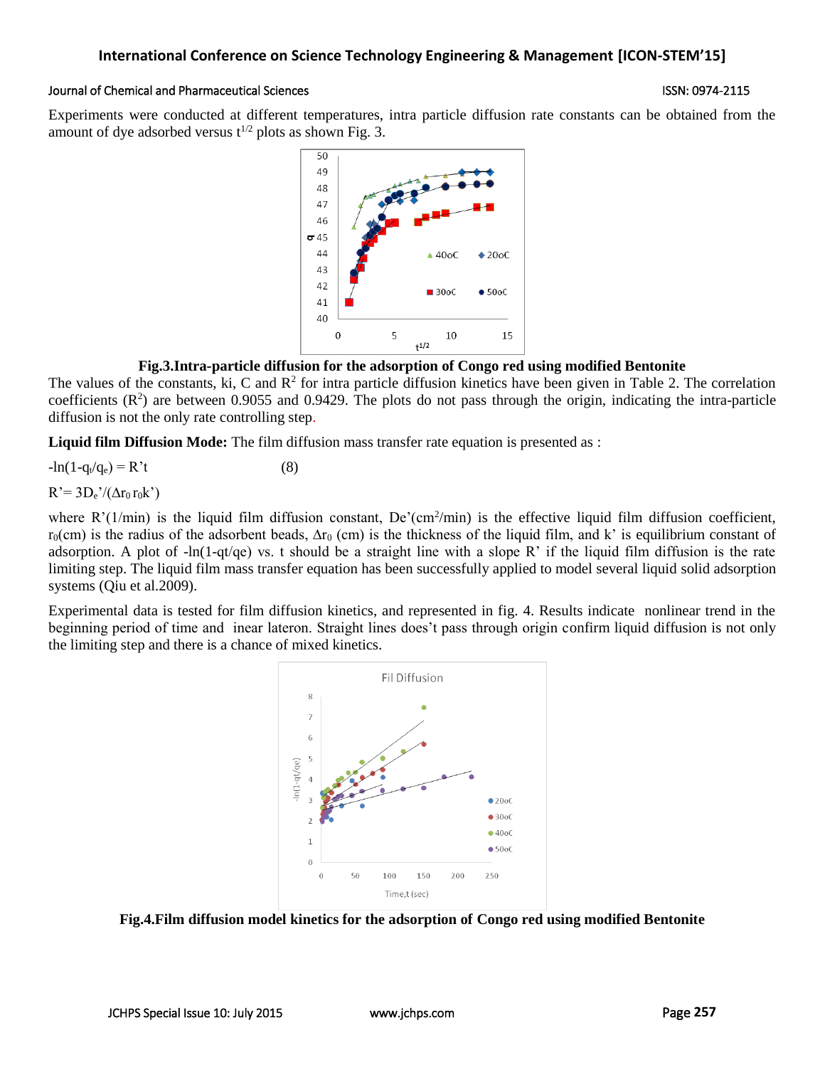Experiments were conducted at different temperatures, intra particle diffusion rate constants can be obtained from the amount of dye adsorbed versus $t^{1/2}$ plots as shown Fig. 3.

**Fig.3.Intra-particle diffusion for the adsorption of Congo red using modified Bentonite**

The values of the constants, ki, C and $R^2$ for intra particle diffusion kinetics have been given in Table 2. The correlation coefficients ($R^2$) are between 0.9055 and 0.9429. The plots do not pass through the origin, indicating the intra-particle diffusion is not the only rate controlling step.

**Liquid film Diffusion Mode:** The film diffusion mass transfer rate equation is presented as :

$$-\ln(1-q_t/q_e) = R't \qquad (8)$$

$$R' = 3D_e'/(\Delta r_0 r_0 k')$$

where R'(1/min) is the liquid film diffusion constant, De'(cm$^2$/min) is the effective liquid film diffusion coefficient, $r_0$(cm) is the radius of the adsorbent beads, $\Delta r_0$ (cm) is the thickness of the liquid film, and k' is equilibrium constant of adsorption. A plot of -ln(1-qt/qe) vs. t should be a straight line with a slope R' if the liquid film diffusion is the rate limiting step. The liquid film mass transfer equation has been successfully applied to model several liquid solid adsorption systems (Qiu et al.2009).

Experimental data is tested for film diffusion kinetics, and represented in fig. 4. Results indicate nonlinear trend in the beginning period of time and inear lateron. Straight lines does't pass through origin confirm liquid diffusion is not only the limiting step and there is a chance of mixed kinetics.

**Fig.4.Film diffusion model kinetics for the adsorption of Congo red using modified Bentonite**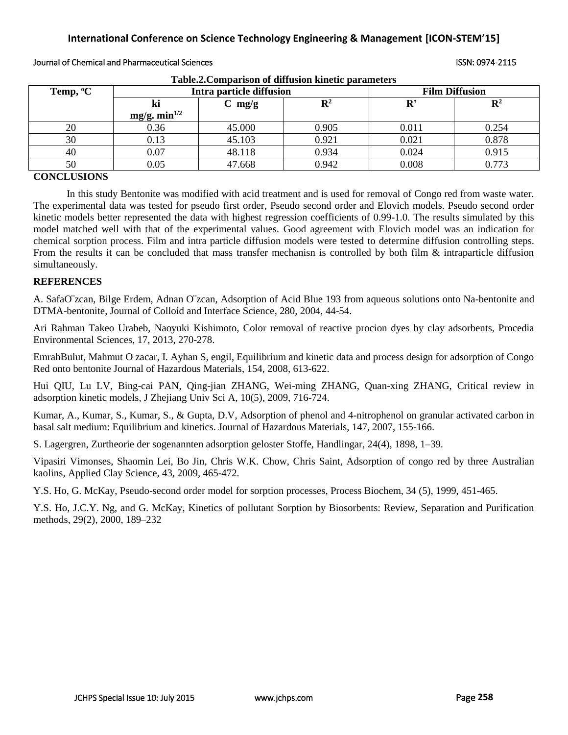**Table.2.Comparison of diffusion kinetic parameters**

| Temp, ºC | Intra particle diffusion | | | Film Diffusion | |
|---|---|---|---|---|---|
| | ki mg/g. $min^{1/2}$ | C mg/g | $R^2$ | R’ | $R^2$ |
| 20 | 0.36 | 45.000 | 0.905 | 0.011 | 0.254 |
| 30 | 0.13 | 45.103 | 0.921 | 0.021 | 0.878 |
| 40 | 0.07 | 48.118 | 0.934 | 0.024 | 0.915 |
| 50 | 0.05 | 47.668 | 0.942 | 0.008 | 0.773 |

## CONCLUSIONS

In this study Bentonite was modified with acid treatment and is used for removal of Congo red from waste water. The experimental data was tested for pseudo first order, Pseudo second order and Elovich models. Pseudo second order kinetic models better represented the data with highest regression coefficients of 0.99-1.0. The results simulated by this model matched well with that of the experimental values. Good agreement with Elovich model was an indication for chemical sorption process. Film and intra particle diffusion models were tested to determine diffusion controlling steps. From the results it can be concluded that mass transfer mechanisn is controlled by both film & intraparticle diffusion simultaneously.

## REFERENCES

A. SafaO¨zcan, Bilge Erdem, Adnan O¨zcan, Adsorption of Acid Blue 193 from aqueous solutions onto Na-bentonite and DTMA-bentonite, Journal of Colloid and Interface Science, 280, 2004, 44-54.

Ari Rahman Takeo Urabeb, Naoyuki Kishimoto, Color removal of reactive procion dyes by clay adsorbents, Procedia Environmental Sciences, 17, 2013, 270-278.

EmrahBulut, Mahmut O zacar, I. Ayhan S, engil, Equilibrium and kinetic data and process design for adsorption of Congo Red onto bentonite Journal of Hazardous Materials, 154, 2008, 613-622.

Hui QIU, Lu LV, Bing-cai PAN, Qing-jian ZHANG, Wei-ming ZHANG, Quan-xing ZHANG, Critical review in adsorption kinetic models, J Zhejiang Univ Sci A, 10(5), 2009, 716-724.

Kumar, A., Kumar, S., Kumar, S., & Gupta, D.V, Adsorption of phenol and 4-nitrophenol on granular activated carbon in basal salt medium: Equilibrium and kinetics. Journal of Hazardous Materials, 147, 2007, 155-166.

S. Lagergren, Zurtheorie der sogenannten adsorption geloster Stoffe, Handlingar, 24(4), 1898, 1–39.

Vipasiri Vimonses, Shaomin Lei, Bo Jin, Chris W.K. Chow, Chris Saint, Adsorption of congo red by three Australian kaolins, Applied Clay Science, 43, 2009, 465-472.

Y.S. Ho, G. McKay, Pseudo-second order model for sorption processes, Process Biochem, 34 (5), 1999, 451-465.

Y.S. Ho, J.C.Y. Ng, and G. McKay, Kinetics of pollutant Sorption by Biosorbents: Review, Separation and Purification methods, 29(2), 2000, 189–232